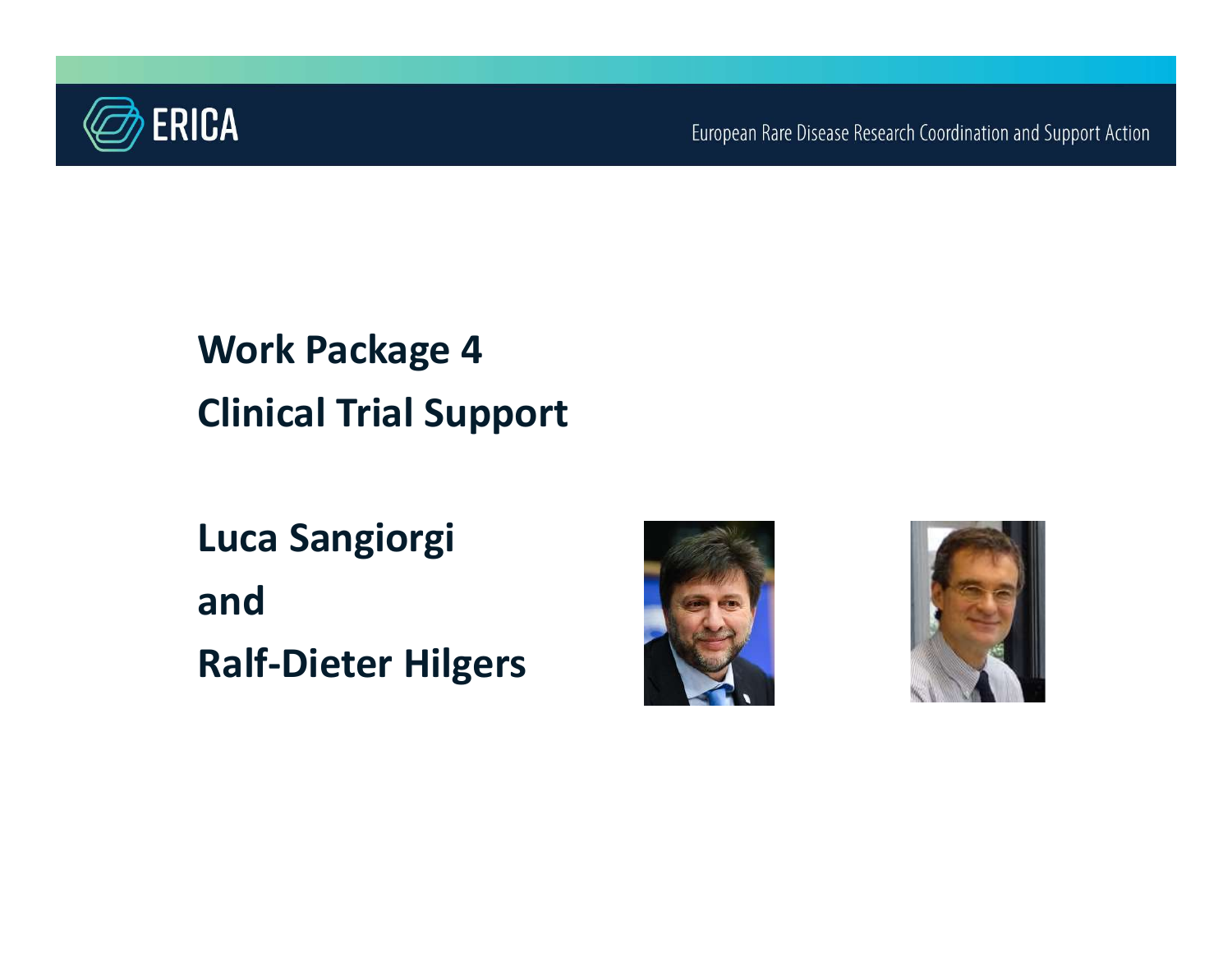ERICA

European Rare Disease Research Coordination and Support Action

# Work Package 4
# Clinical Trial Support

**Luca Sangiorgi**

**and**

**Ralf-Dieter Hilgers**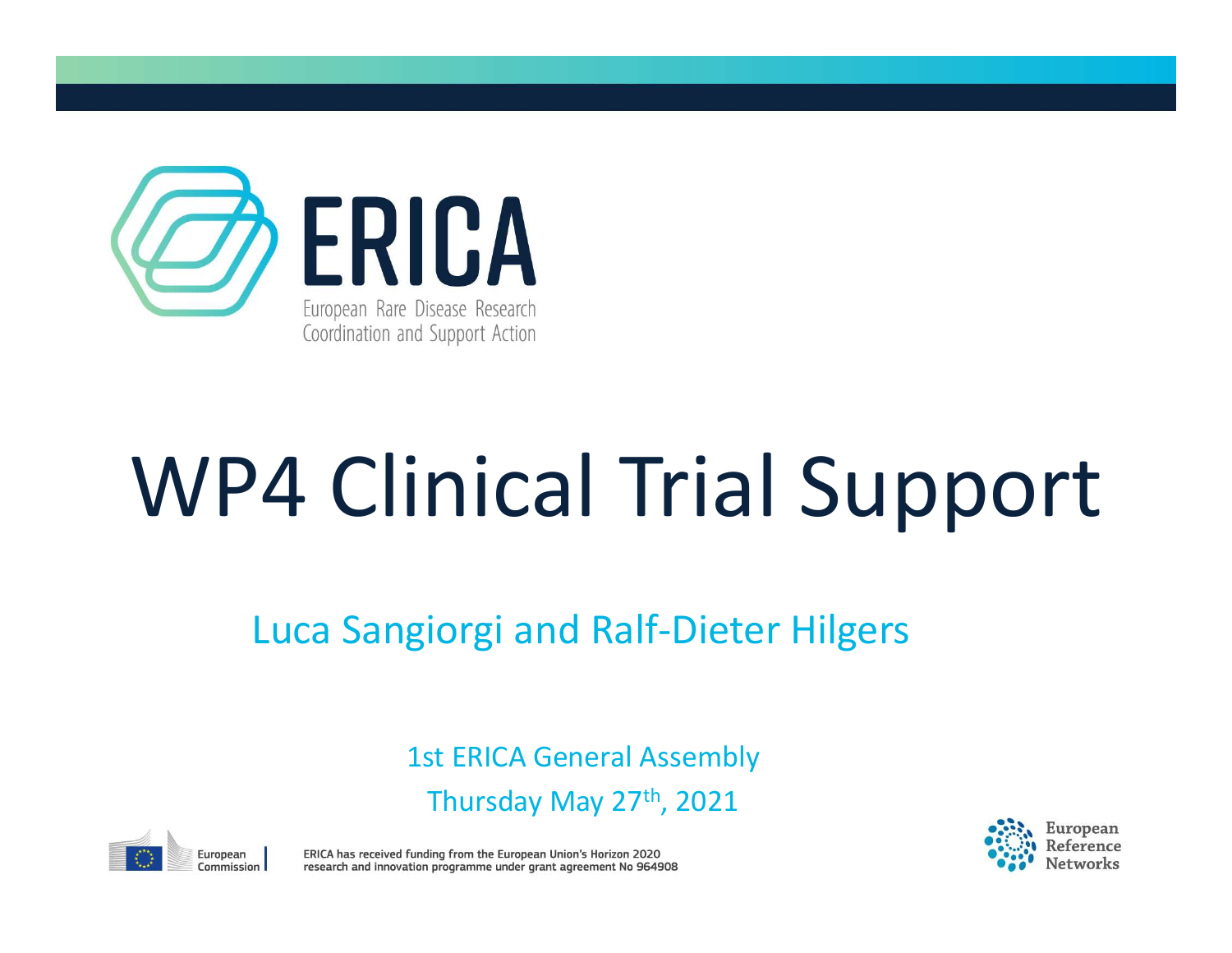# ERICA

European Rare Disease Research Coordination and Support Action

# WP4 Clinical Trial Support

Luca Sangiorgi and Ralf-Dieter Hilgers

1st ERICA General Assembly

Thursday May 27th, 2021

European Commission

ERICA has received funding from the European Union's Horizon 2020 research and innovation programme under grant agreement No 964908

European Reference Networks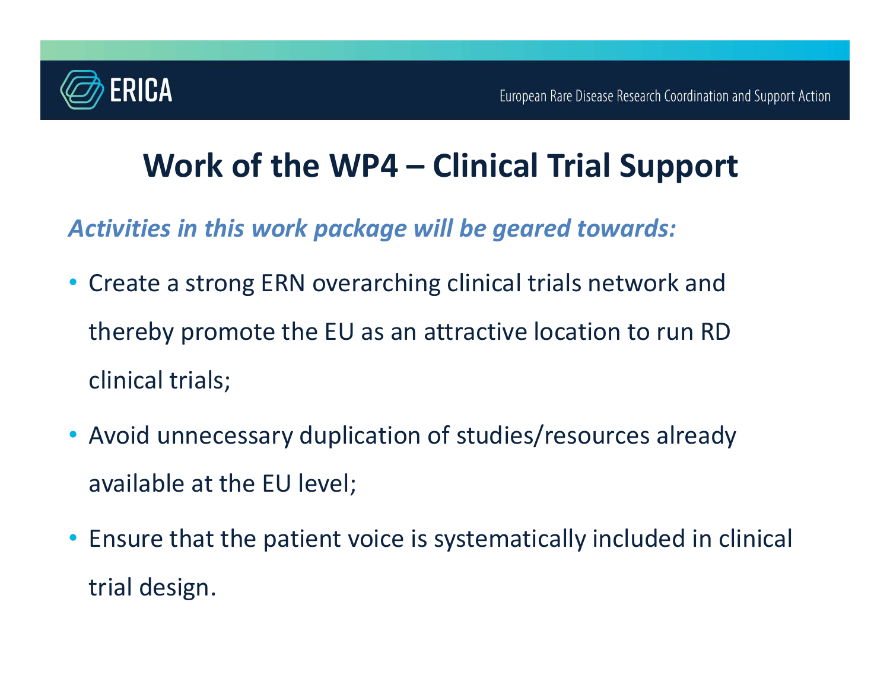# Work of the WP4 – Clinical Trial Support

***Activities in this work package will be geared towards:***

- Create a strong ERN overarching clinical trials network and thereby promote the EU as an attractive location to run RD clinical trials;
- Avoid unnecessary duplication of studies/resources already available at the EU level;
- Ensure that the patient voice is systematically included in clinical trial design.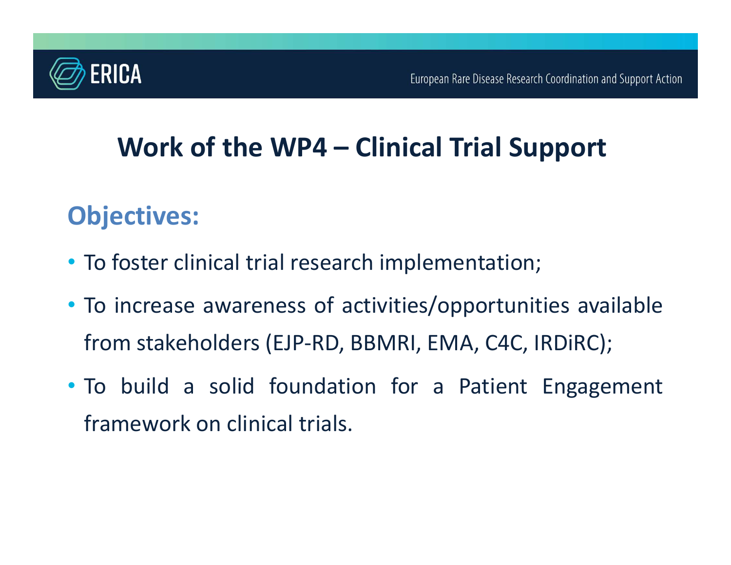# Work of the WP4 – Clinical Trial Support

## Objectives:

- To foster clinical trial research implementation;
- To increase awareness of activities/opportunities available from stakeholders (EJP-RD, BBMRI, EMA, C4C, IRDiRC);
- To build a solid foundation for a Patient Engagement framework on clinical trials.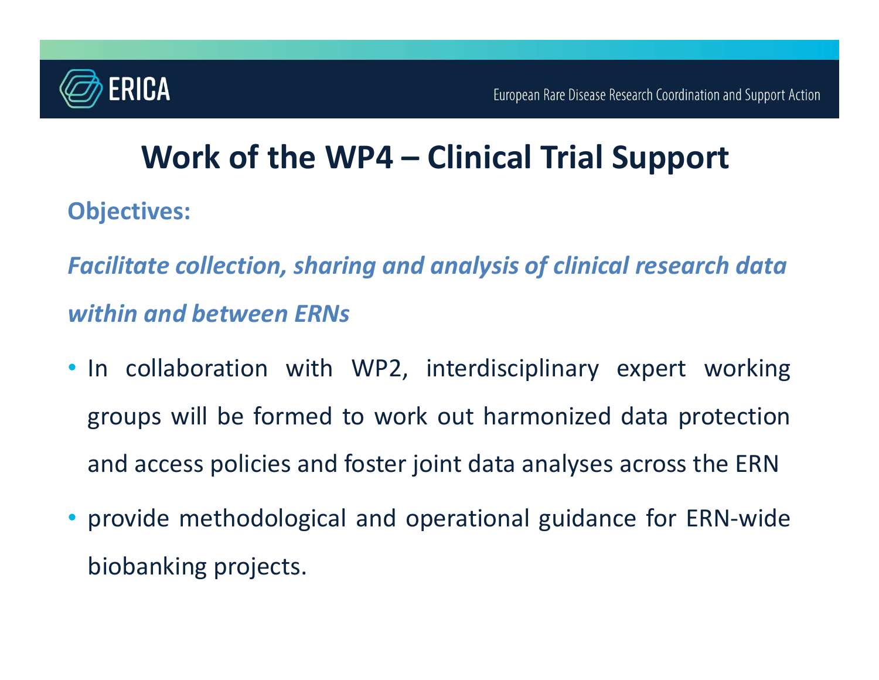# Work of the WP4 – Clinical Trial Support

**Objectives:**

***Facilitate collection, sharing and analysis of clinical research data within and between ERNs***

- In collaboration with WP2, interdisciplinary expert working groups will be formed to work out harmonized data protection and access policies and foster joint data analyses across the ERN
- provide methodological and operational guidance for ERN-wide biobanking projects.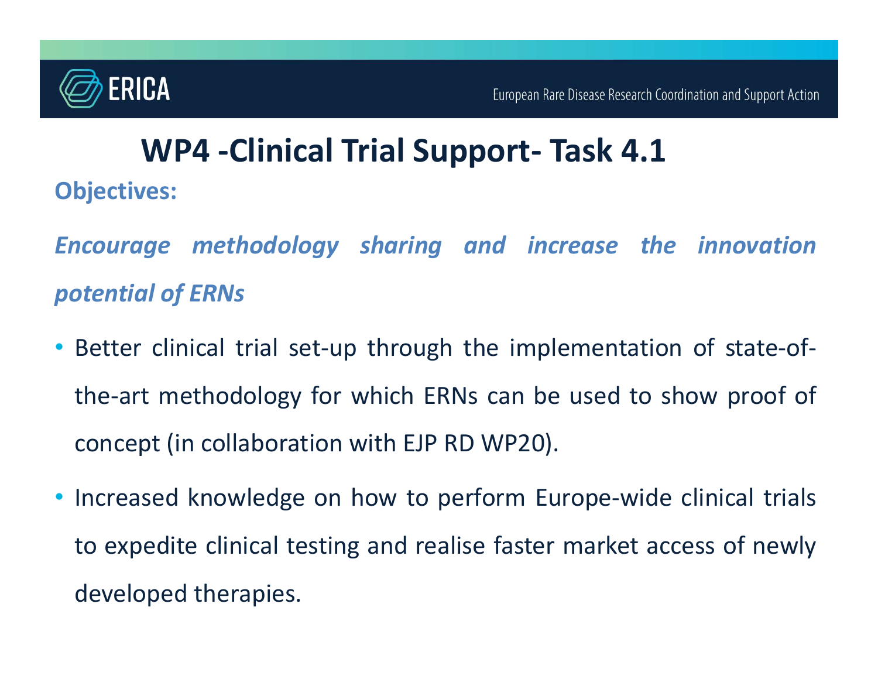# WP4 -Clinical Trial Support- Task 4.1

**Objectives:**

***Encourage methodology sharing and increase the innovation potential of ERNs***

- Better clinical trial set-up through the implementation of state-of-the-art methodology for which ERNs can be used to show proof of concept (in collaboration with EJP RD WP20).
- Increased knowledge on how to perform Europe-wide clinical trials to expedite clinical testing and realise faster market access of newly developed therapies.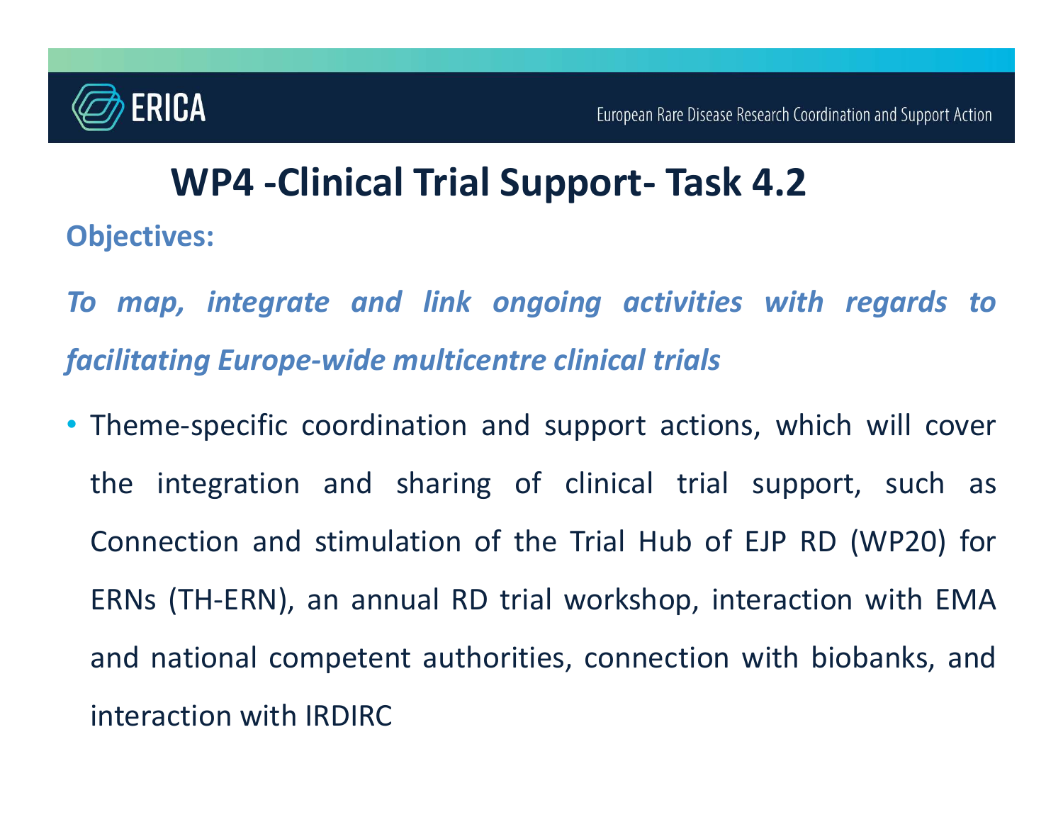# WP4 -Clinical Trial Support- Task 4.2

**Objectives:**

***To map, integrate and link ongoing activities with regards to facilitating Europe-wide multicentre clinical trials***

- Theme-specific coordination and support actions, which will cover the integration and sharing of clinical trial support, such as Connection and stimulation of the Trial Hub of EJP RD (WP20) for ERNs (TH-ERN), an annual RD trial workshop, interaction with EMA and national competent authorities, connection with biobanks, and interaction with IRDIRC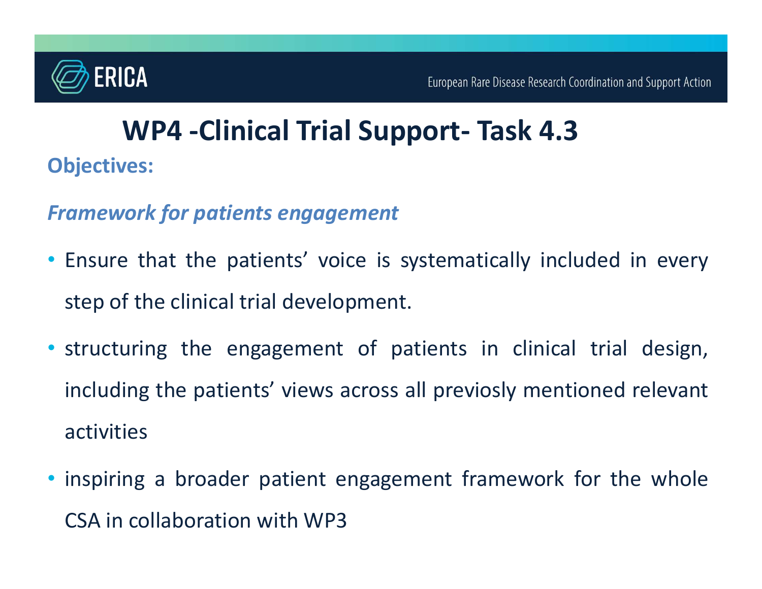# WP4 -Clinical Trial Support- Task 4.3

**Objectives:**

***Framework for patients engagement***

- Ensure that the patients' voice is systematically included in every step of the clinical trial development.
- structuring the engagement of patients in clinical trial design, including the patients' views across all previosly mentioned relevant activities
- inspiring a broader patient engagement framework for the whole CSA in collaboration with WP3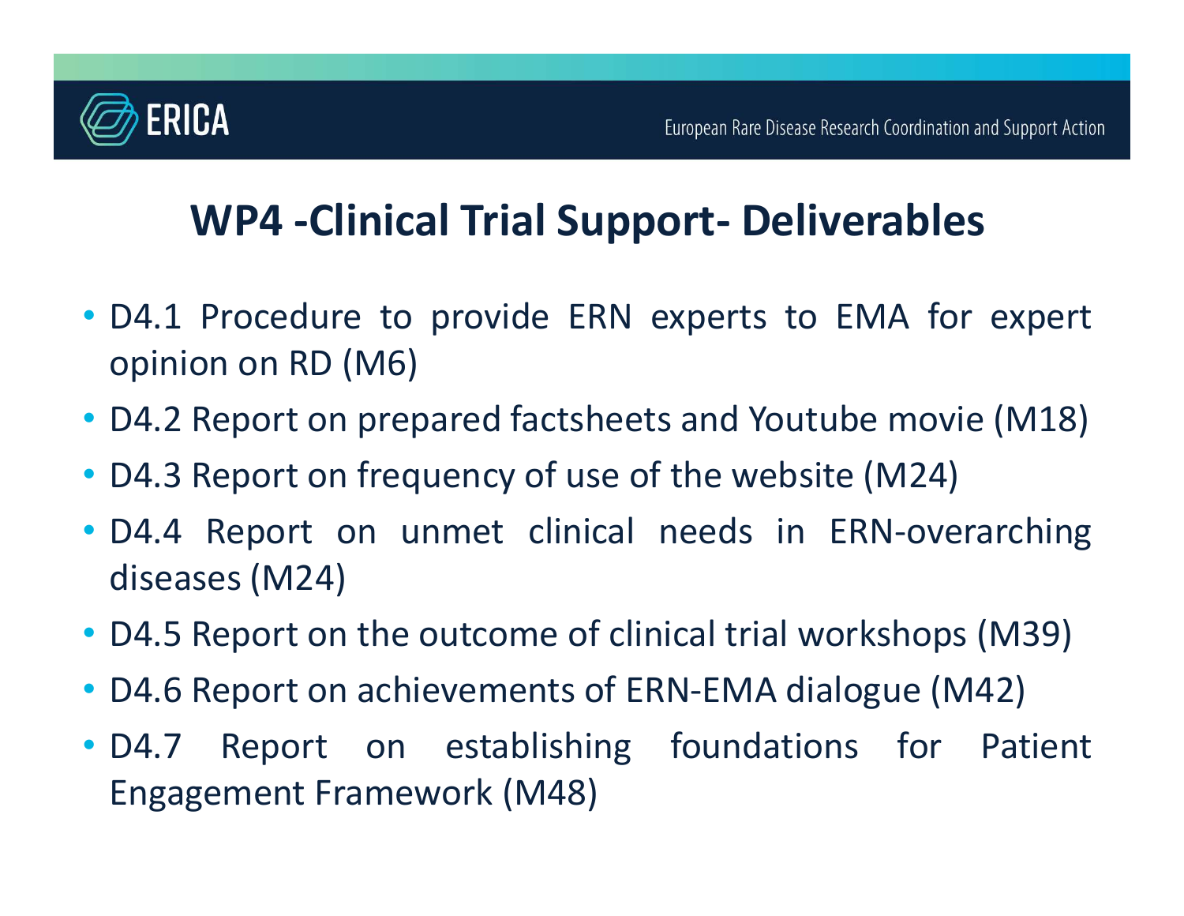# WP4 -Clinical Trial Support- Deliverables

- D4.1 Procedure to provide ERN experts to EMA for expert opinion on RD (M6)
- D4.2 Report on prepared factsheets and Youtube movie (M18)
- D4.3 Report on frequency of use of the website (M24)
- D4.4 Report on unmet clinical needs in ERN-overarching diseases (M24)
- D4.5 Report on the outcome of clinical trial workshops (M39)
- D4.6 Report on achievements of ERN-EMA dialogue (M42)
- D4.7 Report on establishing foundations for Patient Engagement Framework (M48)